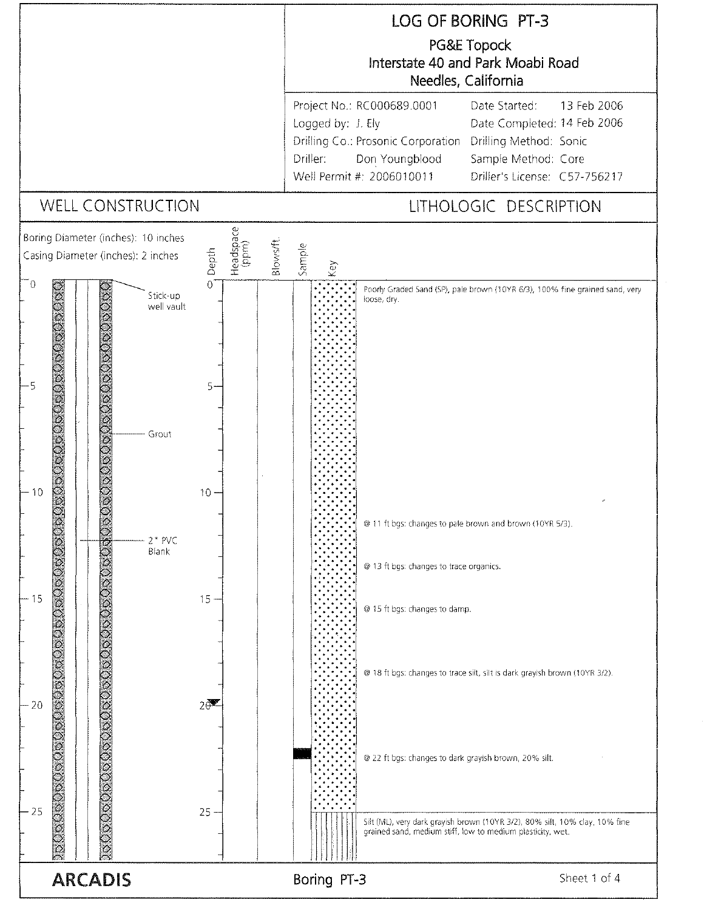# LOG OF BORING PT-3

PG&E Topock
Interstate 40 and Park Moabi Road
Needles, California

| | |
|---|---|
| Project No.: RC000689.0001 | Date Started: 13 Feb 2006 |
| Logged by: J. Ely | Date Completed: 14 Feb 2006 |
| Drilling Co.: Prosonic Corporation | Drilling Method: Sonic |
| Driller: Don Youngblood | Sample Method: Core |
| Well Permit #: 2006010011 | Driller's License: C57-756217 |

## WELL CONSTRUCTION

Boring Diameter (inches): 10 inches
Casing Diameter (inches): 2 inches

- Stick-up well vault
- Grout
- 2" PVC Blank

## LITHOLOGIC DESCRIPTION

| Depth | Headspace (ppm) | Blows/ft. | Sample | Key | Description |
|---|---|---|---|---|---|
| 0 | | | | | Poorly Graded Sand (SP), pale brown (10YR 6/3), 100% fine grained sand, very loose, dry. |
| 11 | | | | | @ 11 ft bgs: changes to pale brown and brown (10YR 5/3). |
| 13 | | | | | @ 13 ft bgs: changes to trace organics. |
| 15 | | | | | @ 15 ft bgs: changes to damp. |
| 18 | | | | | @ 18 ft bgs: changes to trace silt, silt is dark grayish brown (10YR 3/2). |
| 20 (▼) | | | | | |
| 22 | | | ■ | | @ 22 ft bgs: changes to dark grayish brown, 20% silt. |
| 25 | | | | | Silt (ML), very dark grayish brown (10YR 3/2), 80% silt, 10% clay, 10% fine grained sand, medium stiff, low to medium plasticity, wet. |

**ARCADIS** — Boring PT-3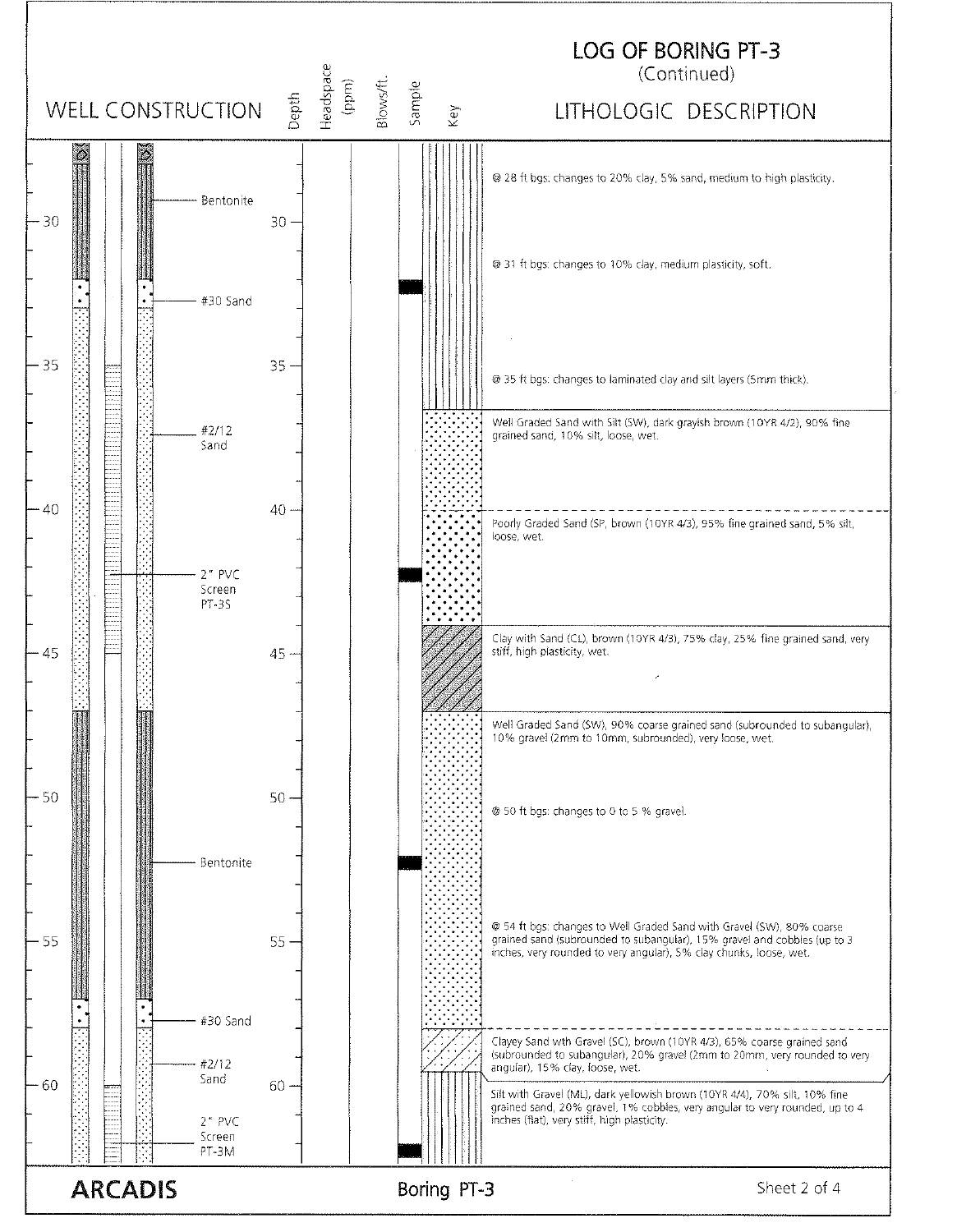# LOG OF BORING PT-3
(Continued)

| Depth | Well Construction | Lithologic Description |
|---|---|---|
| 28 | Bentonite | @ 28 ft bgs: changes to 20% clay, 5% sand, medium to high plasticity. |
| 31 | | @ 31 ft bgs: changes to 10% clay, medium plasticity, soft. |
| 32 | #30 Sand | |
| 35 | | @ 35 ft bgs: changes to laminated clay and silt layers (5mm thick). |
| 36.5 | #2/12 Sand | Well Graded Sand with Silt (SW), dark grayish brown (10YR 4/2), 90% fine grained sand, 10% silt, loose, wet. |
| 40 | | Poorly Graded Sand (SP, brown (10YR 4/3), 95% fine grained sand, 5% silt, loose, wet. |
| 42 | 2" PVC Screen PT-3S | |
| 44 | | Clay with Sand (CL), brown (10YR 4/3), 75% clay, 25% fine grained sand, very stiff, high plasticity, wet. |
| 47 | | Well Graded Sand (SW), 90% coarse grained sand (subrounded to subangular), 10% gravel (2mm to 10mm, subrounded), very loose, wet. |
| 50 | | @ 50 ft bgs: changes to 0 to 5 % gravel. |
| 52 | Bentonite | |
| 54 | | @ 54 ft bgs: changes to Well Graded Sand with Gravel (SW), 80% coarse grained sand (subrounded to subangular), 15% gravel and cobbles (up to 3 inches, very rounded to very angular), 5% clay chunks, loose, wet. |
| 57 | #30 Sand | |
| 58 | #2/12 Sand | Clayey Sand wth Gravel (SC), brown (10YR 4/3), 65% coarse grained sand (subrounded to subangular), 20% gravel (2mm to 20mm, very rounded to very angular), 15% clay, loose, wet. |
| 59.5 | | Silt with Gravel (ML), dark yellowish brown (10YR 4/4), 70% silt, 10% fine grained sand, 20% gravel, 1% cobbles, very angular to very rounded, up to 4 inches (flat), very stiff, high plasticity. |
| 62 | 2" PVC Screen PT-3M | |

ARCADIS — Boring PT-3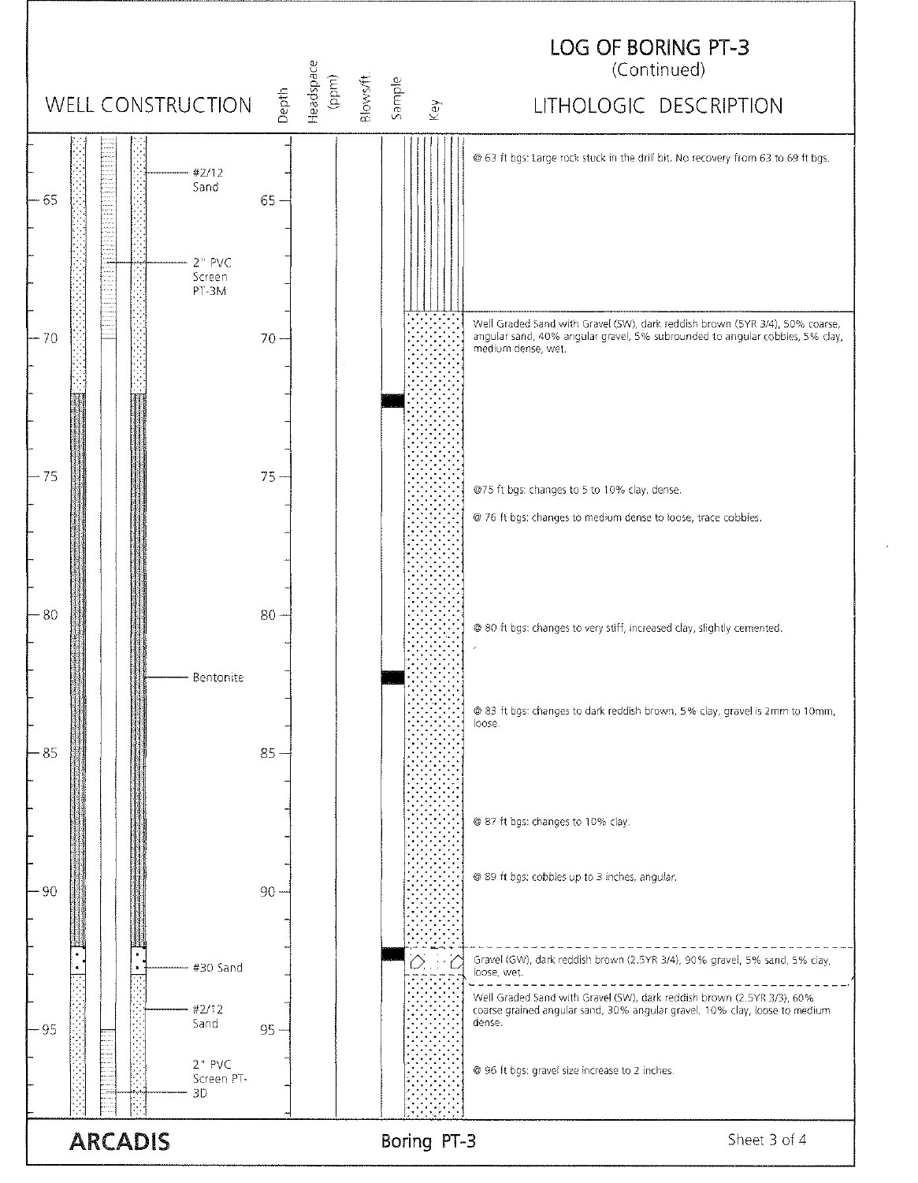# LOG OF BORING PT-3
(Continued)

| WELL CONSTRUCTION | Depth | Headspace (ppm) | Blows/ft. | Sample | Key | LITHOLOGIC DESCRIPTION |
|---|---|---|---|---|---|---|
| #2/12 Sand | 63 | | | | | @ 63 ft bgs: Large rock stuck in the drill bit. No recovery from 63 to 69 ft bgs. |
| 2" PVC Screen PT-3M | 69 | | | | | Well Graded Sand with Gravel (SW), dark reddish brown (5YR 3/4), 50% coarse, angular sand, 40% angular gravel, 5% subrounded to angular cobbles, 5% clay, medium dense, wet. |
| Bentonite | 75 | | | | | @75 ft bgs: changes to 5 to 10% clay, dense. |
| | 76 | | | | | @ 76 ft bgs: changes to medium dense to loose, trace cobbles. |
| | 80 | | | | | @ 80 ft bgs: changes to very stiff, increased clay, slightly cemented. |
| | 83 | | | | | @ 83 ft bgs: changes to dark reddish brown, 5% clay, gravel is 2mm to 10mm, loose. |
| | 87 | | | | | @ 87 ft bgs: changes to 10% clay. |
| | 89 | | | | | @ 89 ft bgs: cobbles up to 3 inches, angular. |
| #30 Sand | 92 | | | | | Gravel (GW), dark reddish brown (2.5YR 3/4), 90% gravel, 5% sand, 5% clay, loose, wet. |
| #2/12 Sand | 93 | | | | | Well Graded Sand with Gravel (SW), dark reddish brown (2.5YR 3/3), 60% coarse grained angular sand, 30% angular gravel, 10% clay, loose to medium dense. |
| 2" PVC Screen PT-3D | 96 | | | | | @ 96 ft bgs: gravel size increase to 2 inches. |

ARCADIS

Boring PT-3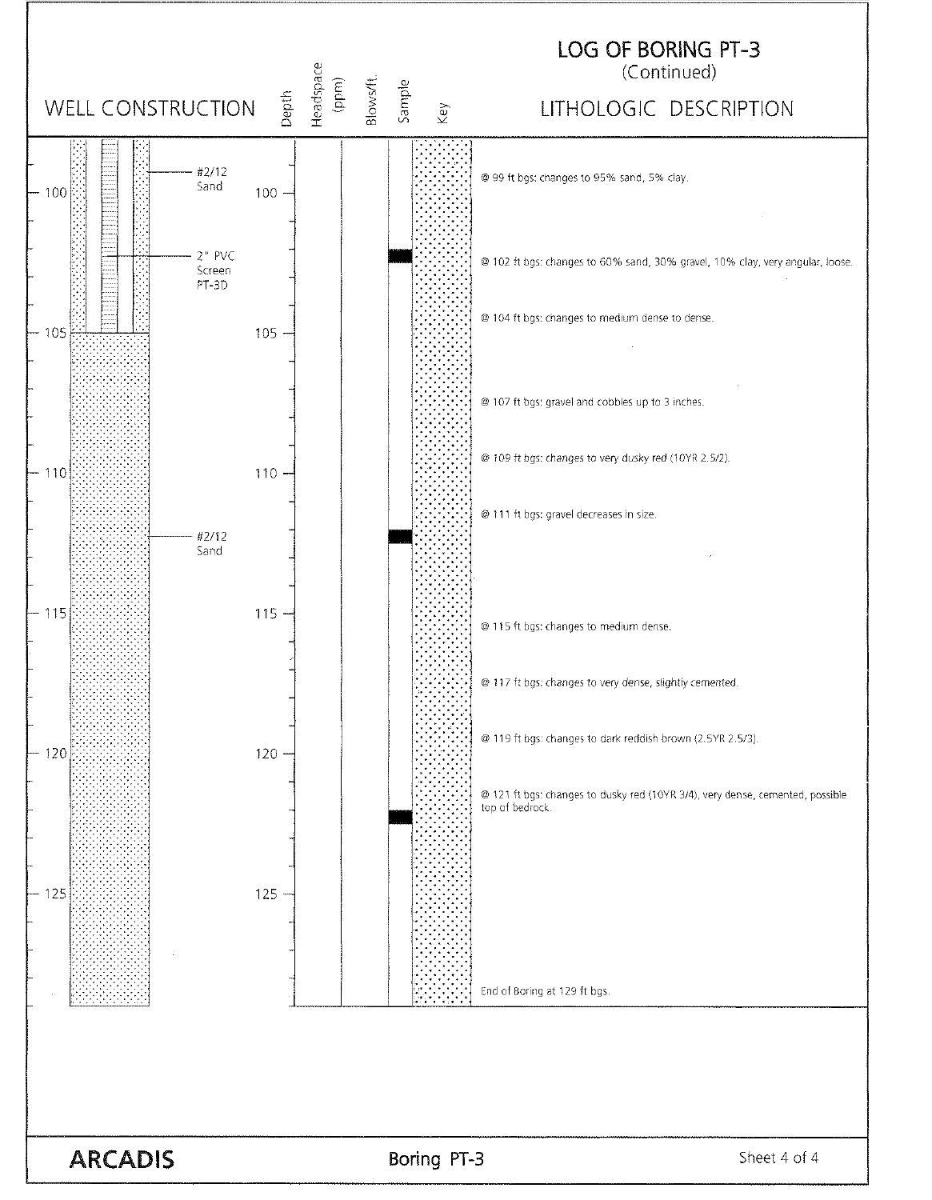# LOG OF BORING PT-3

(Continued)

| WELL CONSTRUCTION | Depth | Headspace (ppm) | Blows/ft. | Sample | Key | LITHOLOGIC DESCRIPTION |
|---|---|---|---|---|---|---|
| #2/12 Sand | | | | | | @ 99 ft bgs: changes to 95% sand, 5% clay. |
| | 100 | | | | | |
| 2" PVC Screen PT-3D | | | | ■ | | @ 102 ft bgs: changes to 60% sand, 30% gravel, 10% clay, very angular, loose. |
| | | | | | | @ 104 ft bgs: changes to medium dense to dense. |
| | 105 | | | | | |
| | | | | | | @ 107 ft bgs: gravel and cobbles up to 3 inches. |
| | | | | | | @ 109 ft bgs: changes to very dusky red (10YR 2.5/2). |
| | 110 | | | | | |
| | | | | | | @ 111 ft bgs: gravel decreases in size. |
| #2/12 Sand | | | | ■ | | |
| | 115 | | | | | @ 115 ft bgs: changes to medium dense. |
| | | | | | | @ 117 ft bgs: changes to very dense, slightly cemented. |
| | | | | | | @ 119 ft bgs: changes to dark reddish brown (2.5YR 2.5/3). |
| | 120 | | | | | |
| | | | | ■ | | @ 121 ft bgs: changes to dusky red (10YR 3/4), very dense, cemented, possible top of bedrock. |
| | 125 | | | | | |
| | | | | | | End of Boring at 129 ft bgs. |

ARCADIS

Boring PT-3